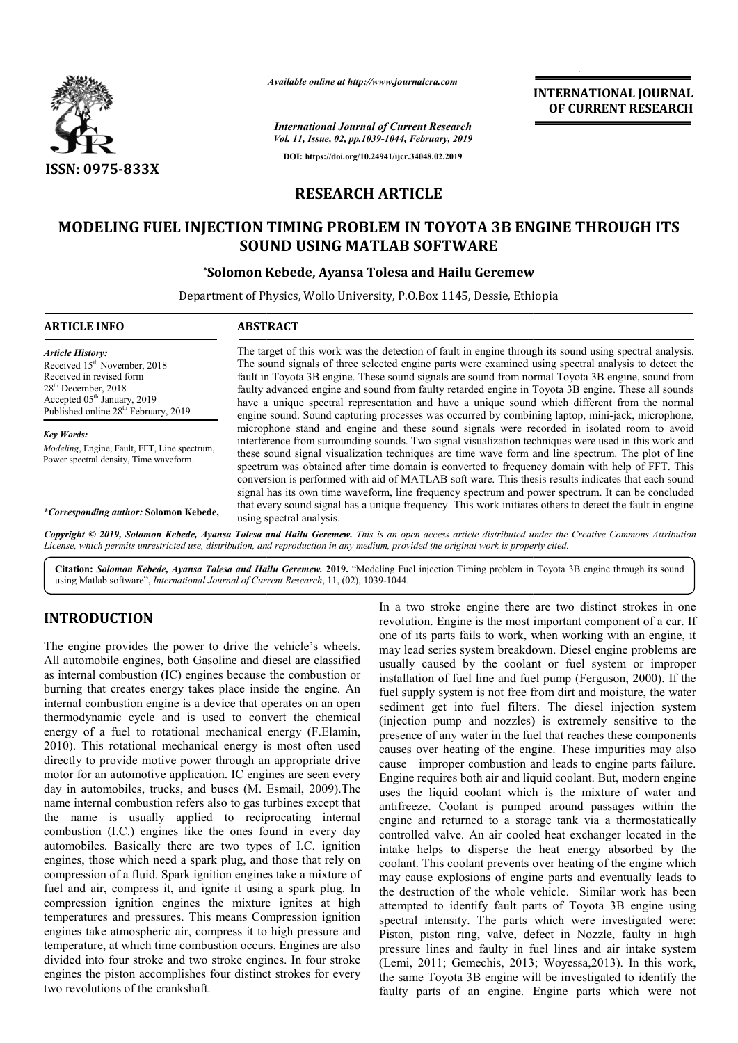*Available online at http://www.journalcra.com*

*International Journal of Current Research*
*Vol. 11, Issue, 02, pp.1039-1044, February, 2019*

**DOI: https://doi.org/10.24941/ijcr.34048.02.2019**

**INTERNATIONAL JOURNAL OF CURRENT RESEARCH**

**ISSN: 0975-833X**

## RESEARCH ARTICLE

# MODELING FUEL INJECTION TIMING PROBLEM IN TOYOTA 3B ENGINE THROUGH ITS SOUND USING MATLAB SOFTWARE

**\*Solomon Kebede, Ayansa Tolesa and Hailu Geremew**

Department of Physics, Wollo University, P.O.Box 1145, Dessie, Ethiopia

### ARTICLE INFO

*Article History:*
Received 15th November, 2018
Received in revised form
28th December, 2018
Accepted 05th January, 2019
Published online 28th February, 2019

*Key Words:*
*Modeling*, Engine, Fault, FFT, Line spectrum, Power spectral density, Time waveform.

**\*Corresponding author:** **Solomon Kebede,**

### ABSTRACT

The target of this work was the detection of fault in engine through its sound using spectral analysis. The sound signals of three selected engine parts were examined using spectral analysis to detect the fault in Toyota 3B engine. These sound signals are sound from normal Toyota 3B engine, sound from faulty advanced engine and sound from faulty retarded engine in Toyota 3B engine. These all sounds have a unique spectral representation and have a unique sound which different from the normal engine sound. Sound capturing processes was occurred by combining laptop, mini-jack, microphone, microphone stand and engine and these sound signals were recorded in isolated room to avoid interference from surrounding sounds. Two signal visualization techniques were used in this work and these sound signal visualization techniques are time wave form and line spectrum. The plot of line spectrum was obtained after time domain is converted to frequency domain with help of FFT. This conversion is performed with aid of MATLAB soft ware. This thesis results indicates that each sound signal has its own time waveform, line frequency spectrum and power spectrum. It can be concluded that every sound signal has a unique frequency. This work initiates others to detect the fault in engine using spectral analysis.

***Copyright © 2019, Solomon Kebede, Ayansa Tolesa and Hailu Geremew.*** *This is an open access article distributed under the Creative Commons Attribution License, which permits unrestricted use, distribution, and reproduction in any medium, provided the original work is properly cited.*

**Citation:** ***Solomon Kebede, Ayansa Tolesa and Hailu Geremew.*** **2019.** "Modeling Fuel injection Timing problem in Toyota 3B engine through its sound using Matlab software", *International Journal of Current Research*, 11, (02), 1039-1044.

## INTRODUCTION

The engine provides the power to drive the vehicle's wheels. All automobile engines, both Gasoline and diesel are classified as internal combustion (IC) engines because the combustion or burning that creates energy takes place inside the engine. An internal combustion engine is a device that operates on an open thermodynamic cycle and is used to convert the chemical energy of a fuel to rotational mechanical energy (F.Elamin, 2010). This rotational mechanical energy is most often used directly to provide motive power through an appropriate drive motor for an automotive application. IC engines are seen every day in automobiles, trucks, and buses (M. Esmail, 2009).The name internal combustion refers also to gas turbines except that the name is usually applied to reciprocating internal combustion (I.C.) engines like the ones found in every day automobiles. Basically there are two types of I.C. ignition engines, those which need a spark plug, and those that rely on compression of a fluid. Spark ignition engines take a mixture of fuel and air, compress it, and ignite it using a spark plug. In compression ignition engines the mixture ignites at high temperatures and pressures. This means Compression ignition engines take atmospheric air, compress it to high pressure and temperature, at which time combustion occurs. Engines are also divided into four stroke and two stroke engines. In four stroke engines the piston accomplishes four distinct strokes for every two revolutions of the crankshaft.

In a two stroke engine there are two distinct strokes in one revolution. Engine is the most important component of a car. If one of its parts fails to work, when working with an engine, it may lead series system breakdown. Diesel engine problems are usually caused by the coolant or fuel system or improper installation of fuel line and fuel pump (Ferguson, 2000). If the fuel supply system is not free from dirt and moisture, the water sediment get into fuel filters. The diesel injection system (injection pump and nozzles**)** is extremely sensitive to the presence of any water in the fuel that reaches these components causes over heating of the engine. These impurities may also cause improper combustion and leads to engine parts failure. Engine requires both air and liquid coolant. But, modern engine uses the liquid coolant which is the mixture of water and antifreeze. Coolant is pumped around passages within the engine and returned to a storage tank via a thermostatically controlled valve. An air cooled heat exchanger located in the intake helps to disperse the heat energy absorbed by the coolant. This coolant prevents over heating of the engine which may cause explosions of engine parts and eventually leads to the destruction of the whole vehicle. Similar work has been attempted to identify fault parts of Toyota 3B engine using spectral intensity. The parts which were investigated were: Piston, piston ring, valve, defect in Nozzle, faulty in high pressure lines and faulty in fuel lines and air intake system (Lemi, 2011; Gemechis, 2013; Woyessa,2013). In this work, the same Toyota 3B engine will be investigated to identify the faulty parts of an engine. Engine parts which were not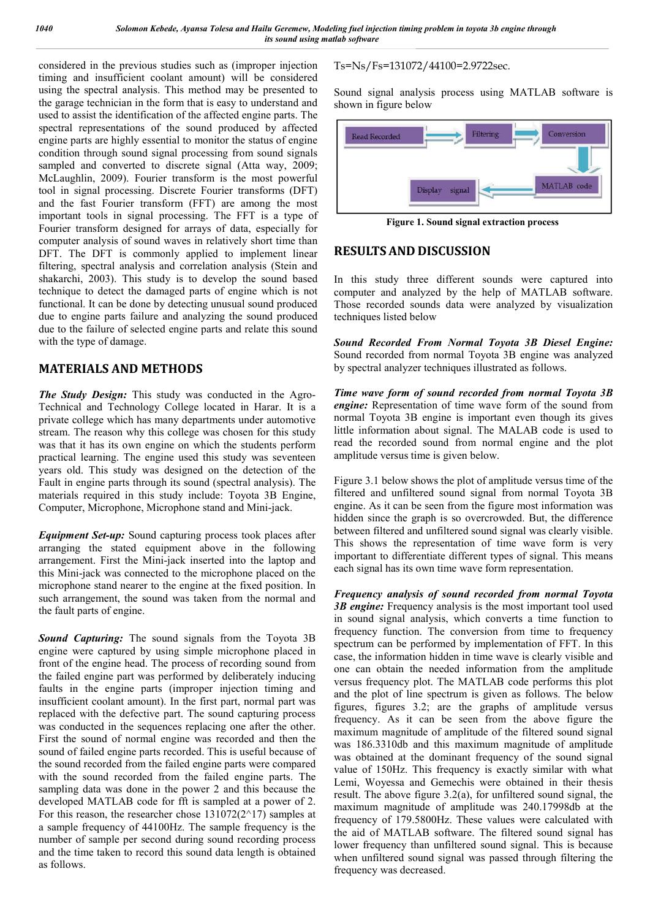considered in the previous studies such as (improper injection timing and insufficient coolant amount) will be considered using the spectral analysis. This method may be presented to the garage technician in the form that is easy to understand and used to assist the identification of the affected engine parts. The spectral representations of the sound produced by affected engine parts are highly essential to monitor the status of engine condition through sound signal processing from sound signals sampled and converted to discrete signal (Atta way, 2009; McLaughlin, 2009). Fourier transform is the most powerful tool in signal processing. Discrete Fourier transforms (DFT) and the fast Fourier transform (FFT) are among the most important tools in signal processing. The FFT is a type of Fourier transform designed for arrays of data, especially for computer analysis of sound waves in relatively short time than DFT. The DFT is commonly applied to implement linear filtering, spectral analysis and correlation analysis (Stein and shakarchi, 2003). This study is to develop the sound based technique to detect the damaged parts of engine which is not functional. It can be done by detecting unusual sound produced due to engine parts failure and analyzing the sound produced due to the failure of selected engine parts and relate this sound with the type of damage.

## MATERIALS AND METHODS

***The Study Design:*** This study was conducted in the Agro-Technical and Technology College located in Harar. It is a private college which has many departments under automotive stream. The reason why this college was chosen for this study was that it has its own engine on which the students perform practical learning. The engine used this study was seventeen years old. This study was designed on the detection of the Fault in engine parts through its sound (spectral analysis). The materials required in this study include: Toyota 3B Engine, Computer, Microphone, Microphone stand and Mini-jack.

***Equipment Set-up:*** Sound capturing process took places after arranging the stated equipment above in the following arrangement. First the Mini-jack inserted into the laptop and this Mini-jack was connected to the microphone placed on the microphone stand nearer to the engine at the fixed position. In such arrangement, the sound was taken from the normal and the fault parts of engine.

***Sound Capturing:*** The sound signals from the Toyota 3B engine were captured by using simple microphone placed in front of the engine head. The process of recording sound from the failed engine part was performed by deliberately inducing faults in the engine parts (improper injection timing and insufficient coolant amount). In the first part, normal part was replaced with the defective part. The sound capturing process was conducted in the sequences replacing one after the other. First the sound of normal engine was recorded and then the sound of failed engine parts recorded. This is useful because of the sound recorded from the failed engine parts were compared with the sound recorded from the failed engine parts. The sampling data was done in the power 2 and this because the developed MATLAB code for fft is sampled at a power of 2. For this reason, the researcher chose 131072(2^17) samples at a sample frequency of 44100Hz. The sample frequency is the number of sample per second during sound recording process and the time taken to record this sound data length is obtained as follows.

$$Ts=Ns/Fs=131072/44100=2.9722sec.$$

Sound signal analysis process using MATLAB software is shown in figure below

Read Recorded → Filtering → Conversion → MATLAB code → Display signal

**Figure 1. Sound signal extraction process**

## RESULTS AND DISCUSSION

In this study three different sounds were captured into computer and analyzed by the help of MATLAB software. Those recorded sounds data were analyzed by visualization techniques listed below

***Sound Recorded From Normal Toyota 3B Diesel Engine:*** Sound recorded from normal Toyota 3B engine was analyzed by spectral analyzer techniques illustrated as follows.

***Time wave form of sound recorded from normal Toyota 3B engine:*** Representation of time wave form of the sound from normal Toyota 3B engine is important even though its gives little information about signal. The MALAB code is used to read the recorded sound from normal engine and the plot amplitude versus time is given below.

Figure 3.1 below shows the plot of amplitude versus time of the filtered and unfiltered sound signal from normal Toyota 3B engine. As it can be seen from the figure most information was hidden since the graph is so overcrowded. But, the difference between filtered and unfiltered sound signal was clearly visible. This shows the representation of time wave form is very important to differentiate different types of signal. This means each signal has its own time wave form representation.

***Frequency analysis of sound recorded from normal Toyota 3B engine:*** Frequency analysis is the most important tool used in sound signal analysis, which converts a time function to frequency function. The conversion from time to frequency spectrum can be performed by implementation of FFT. In this case, the information hidden in time wave is clearly visible and one can obtain the needed information from the amplitude versus frequency plot. The MATLAB code performs this plot and the plot of line spectrum is given as follows. The below figures, figures 3.2; are the graphs of amplitude versus frequency. As it can be seen from the above figure the maximum magnitude of amplitude of the filtered sound signal was 186.3310db and this maximum magnitude of amplitude was obtained at the dominant frequency of the sound signal value of 150Hz. This frequency is exactly similar with what Lemi, Woyessa and Gemechis were obtained in their thesis result. The above figure 3.2(a), for unfiltered sound signal, the maximum magnitude of amplitude was 240.17998db at the frequency of 179.5800Hz. These values were calculated with the aid of MATLAB software. The filtered sound signal has lower frequency than unfiltered sound signal. This is because when unfiltered sound signal was passed through filtering the frequency was decreased.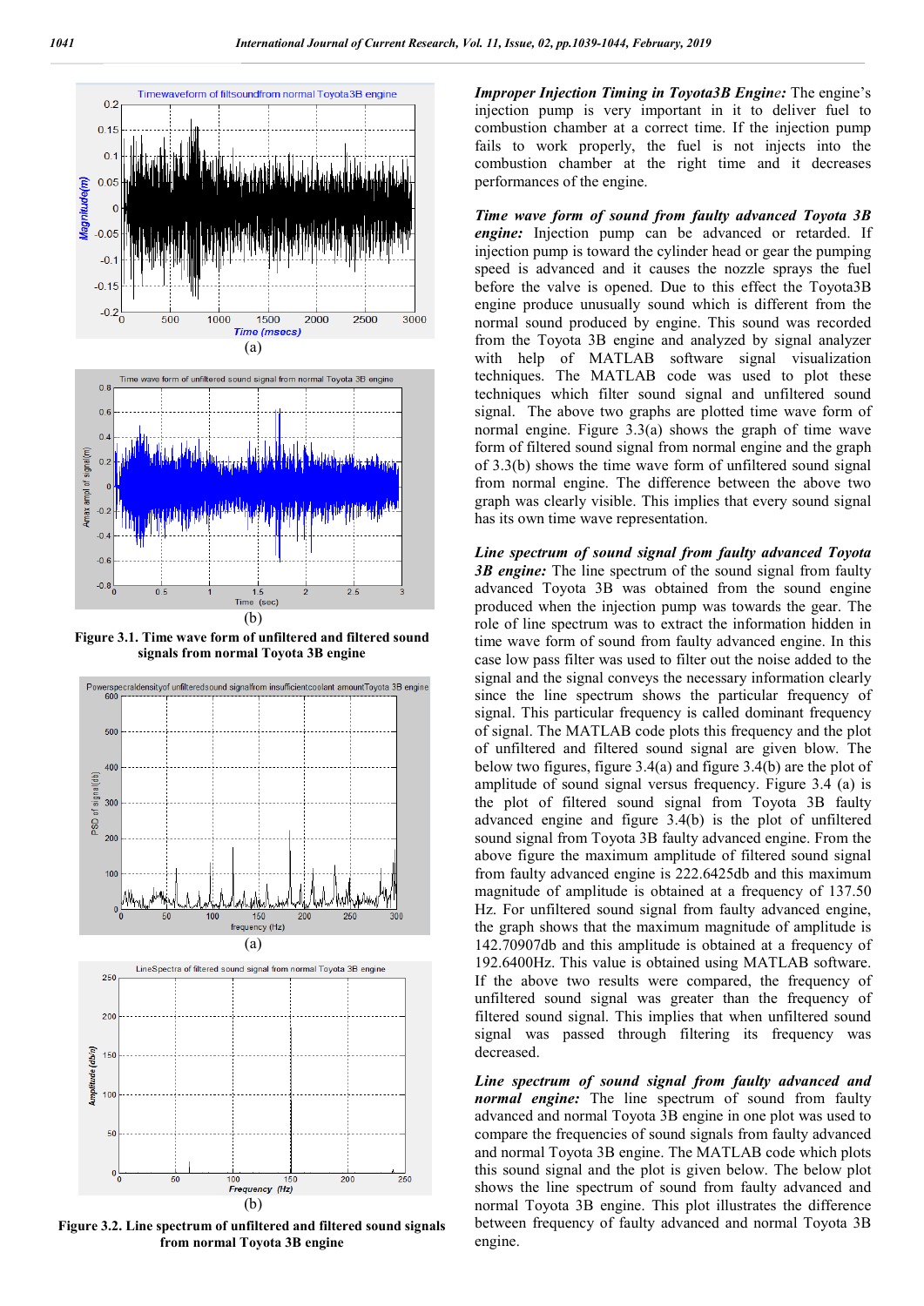(a)

(b)

**Figure 3.1. Time wave form of unfiltered and filtered sound signals from normal Toyota 3B engine**

(a)

(b)

**Figure 3.2. Line spectrum of unfiltered and filtered sound signals from normal Toyota 3B engine**

***Improper Injection Timing in Toyota3B Engine:*** The engine's injection pump is very important in it to deliver fuel to combustion chamber at a correct time. If the injection pump fails to work properly, the fuel is not injects into the combustion chamber at the right time and it decreases performances of the engine.

***Time wave form of sound from faulty advanced Toyota 3B engine:*** Injection pump can be advanced or retarded. If injection pump is toward the cylinder head or gear the pumping speed is advanced and it causes the nozzle sprays the fuel before the valve is opened. Due to this effect the Toyota3B engine produce unusually sound which is different from the normal sound produced by engine. This sound was recorded from the Toyota 3B engine and analyzed by signal analyzer with help of MATLAB software signal visualization techniques. The MATLAB code was used to plot these techniques which filter sound signal and unfiltered sound signal. The above two graphs are plotted time wave form of normal engine. Figure 3.3(a) shows the graph of time wave form of filtered sound signal from normal engine and the graph of 3.3(b) shows the time wave form of unfiltered sound signal from normal engine. The difference between the above two graph was clearly visible. This implies that every sound signal has its own time wave representation.

***Line spectrum of sound signal from faulty advanced Toyota 3B engine:*** The line spectrum of the sound signal from faulty advanced Toyota 3B was obtained from the sound engine produced when the injection pump was towards the gear. The role of line spectrum was to extract the information hidden in time wave form of sound from faulty advanced engine. In this case low pass filter was used to filter out the noise added to the signal and the signal conveys the necessary information clearly since the line spectrum shows the particular frequency of signal. This particular frequency is called dominant frequency of signal. The MATLAB code plots this frequency and the plot of unfiltered and filtered sound signal are given blow. The below two figures, figure 3.4(a) and figure 3.4(b) are the plot of amplitude of sound signal versus frequency. Figure 3.4 (a) is the plot of filtered sound signal from Toyota 3B faulty advanced engine and figure 3.4(b) is the plot of unfiltered sound signal from Toyota 3B faulty advanced engine. From the above figure the maximum amplitude of filtered sound signal from faulty advanced engine is 222.6425db and this maximum magnitude of amplitude is obtained at a frequency of 137.50 Hz. For unfiltered sound signal from faulty advanced engine, the graph shows that the maximum magnitude of amplitude is 142.70907db and this amplitude is obtained at a frequency of 192.6400Hz. This value is obtained using MATLAB software. If the above two results were compared, the frequency of unfiltered sound signal was greater than the frequency of filtered sound signal. This implies that when unfiltered sound signal was passed through filtering its frequency was decreased.

***Line spectrum of sound signal from faulty advanced and normal engine:*** The line spectrum of sound from faulty advanced and normal Toyota 3B engine in one plot was used to compare the frequencies of sound signals from faulty advanced and normal Toyota 3B engine. The MATLAB code which plots this sound signal and the plot is given below. The below plot shows the line spectrum of sound from faulty advanced and normal Toyota 3B engine. This plot illustrates the difference between frequency of faulty advanced and normal Toyota 3B engine.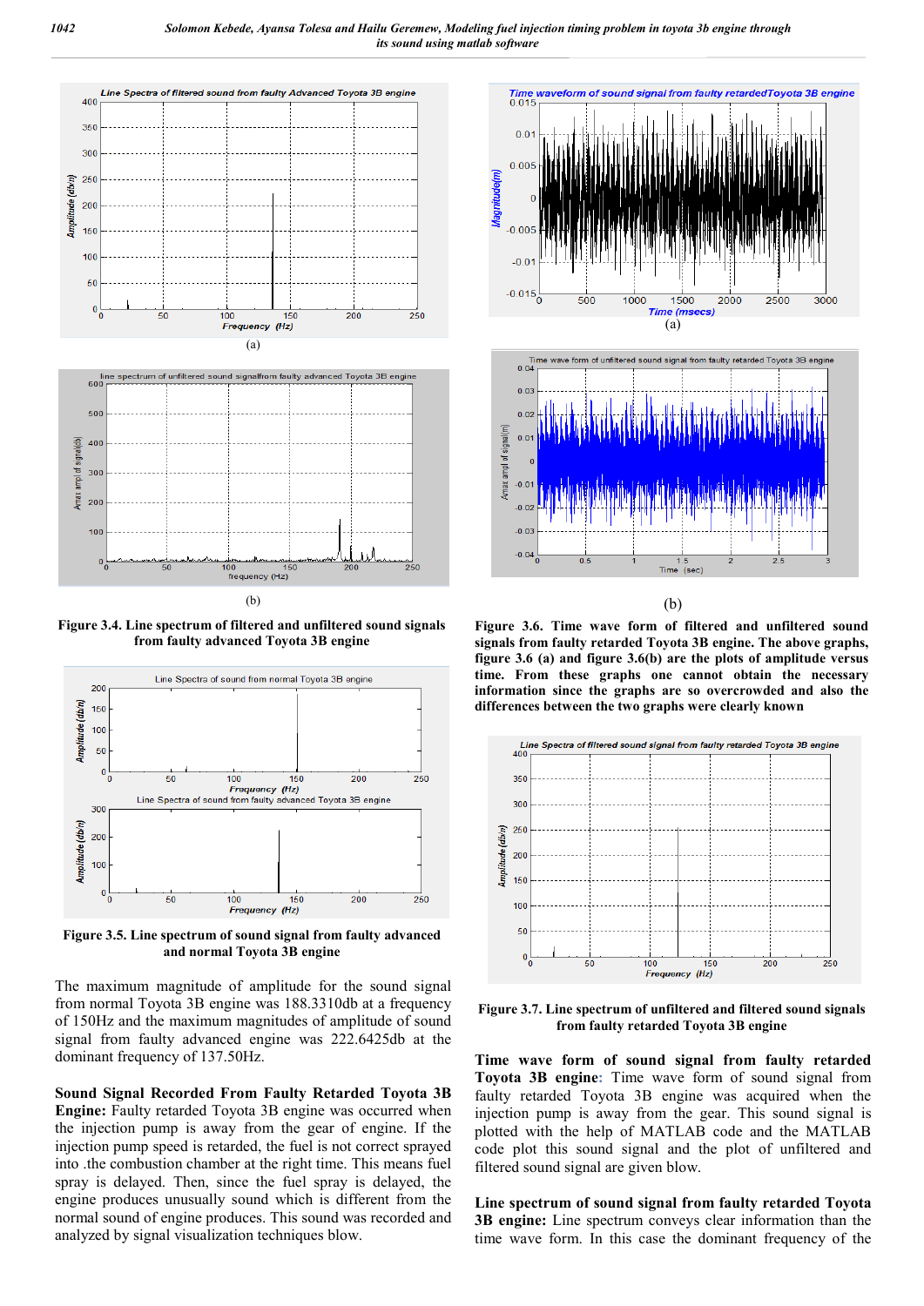(a)

(b)

**Figure 3.4. Line spectrum of filtered and unfiltered sound signals from faulty advanced Toyota 3B engine**

**Figure 3.5. Line spectrum of sound signal from faulty advanced and normal Toyota 3B engine**

The maximum magnitude of amplitude for the sound signal from normal Toyota 3B engine was 188.3310db at a frequency of 150Hz and the maximum magnitudes of amplitude of sound signal from faulty advanced engine was 222.6425db at the dominant frequency of 137.50Hz.

**Sound Signal Recorded From Faulty Retarded Toyota 3B Engine:** Faulty retarded Toyota 3B engine was occurred when the injection pump is away from the gear of engine. If the injection pump speed is retarded, the fuel is not correct sprayed into .the combustion chamber at the right time. This means fuel spray is delayed. Then, since the fuel spray is delayed, the engine produces unusually sound which is different from the normal sound of engine produces. This sound was recorded and analyzed by signal visualization techniques blow.

(a)

(b)

**Figure 3.6. Time wave form of filtered and unfiltered sound signals from faulty retarded Toyota 3B engine. The above graphs, figure 3.6 (a) and figure 3.6(b) are the plots of amplitude versus time. From these graphs one cannot obtain the necessary information since the graphs are so overcrowded and also the differences between the two graphs were clearly known**

**Figure 3.7. Line spectrum of unfiltered and filtered sound signals from faulty retarded Toyota 3B engine**

**Time wave form of sound signal from faulty retarded Toyota 3B engine:** Time wave form of sound signal from faulty retarded Toyota 3B engine was acquired when the injection pump is away from the gear. This sound signal is plotted with the help of MATLAB code and the MATLAB code plot this sound signal and the plot of unfiltered and filtered sound signal are given blow.

**Line spectrum of sound signal from faulty retarded Toyota 3B engine:** Line spectrum conveys clear information than the time wave form. In this case the dominant frequency of the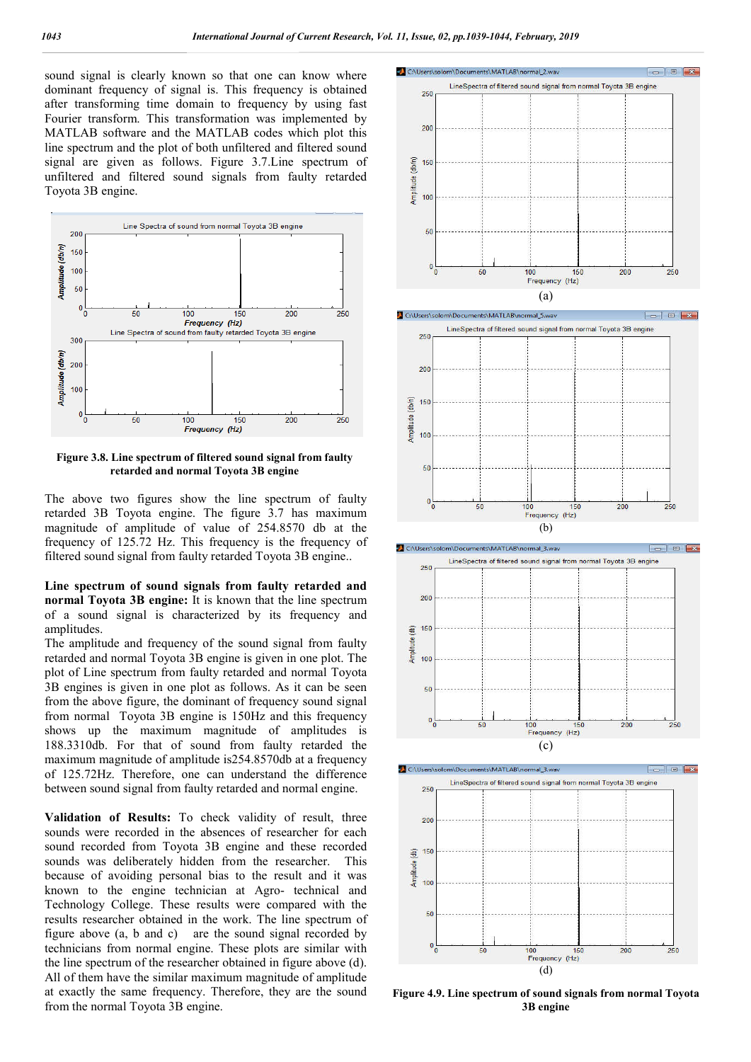sound signal is clearly known so that one can know where dominant frequency of signal is. This frequency is obtained after transforming time domain to frequency by using fast Fourier transform. This transformation was implemented by MATLAB software and the MATLAB codes which plot this line spectrum and the plot of both unfiltered and filtered sound signal are given as follows. Figure 3.7.Line spectrum of unfiltered and filtered sound signals from faulty retarded Toyota 3B engine.

**Figure 3.8. Line spectrum of filtered sound signal from faulty retarded and normal Toyota 3B engine**

The above two figures show the line spectrum of faulty retarded 3B Toyota engine. The figure 3.7 has maximum magnitude of amplitude of value of 254.8570 db at the frequency of 125.72 Hz. This frequency is the frequency of filtered sound signal from faulty retarded Toyota 3B engine..

**Line spectrum of sound signals from faulty retarded and normal Toyota 3B engine:** It is known that the line spectrum of a sound signal is characterized by its frequency and amplitudes.

The amplitude and frequency of the sound signal from faulty retarded and normal Toyota 3B engine is given in one plot. The plot of Line spectrum from faulty retarded and normal Toyota 3B engines is given in one plot as follows. As it can be seen from the above figure, the dominant of frequency sound signal from normal Toyota 3B engine is 150Hz and this frequency shows up the maximum magnitude of amplitudes is 188.3310db. For that of sound from faulty retarded the maximum magnitude of amplitude is254.8570db at a frequency of 125.72Hz. Therefore, one can understand the difference between sound signal from faulty retarded and normal engine.

**Validation of Results:** To check validity of result, three sounds were recorded in the absences of researcher for each sound recorded from Toyota 3B engine and these recorded sounds was deliberately hidden from the researcher. This because of avoiding personal bias to the result and it was known to the engine technician at Agro- technical and Technology College. These results were compared with the results researcher obtained in the work. The line spectrum of figure above (a, b and c) are the sound signal recorded by technicians from normal engine. These plots are similar with the line spectrum of the researcher obtained in figure above (d). All of them have the similar maximum magnitude of amplitude at exactly the same frequency. Therefore, they are the sound from the normal Toyota 3B engine.

(a)

(b)

(c)

(d)

**Figure 4.9. Line spectrum of sound signals from normal Toyota 3B engine**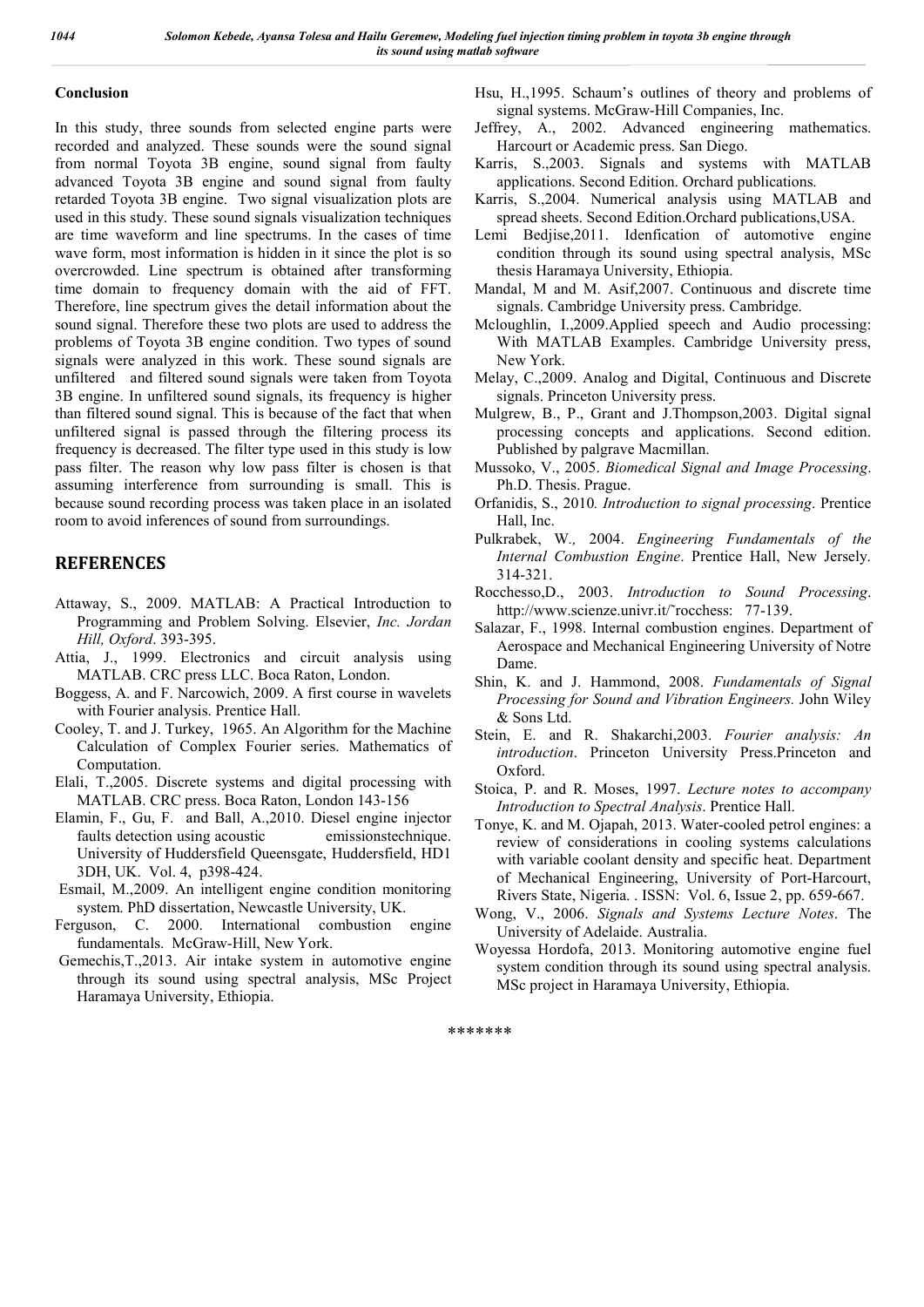## Conclusion

In this study, three sounds from selected engine parts were recorded and analyzed. These sounds were the sound signal from normal Toyota 3B engine, sound signal from faulty advanced Toyota 3B engine and sound signal from faulty retarded Toyota 3B engine. Two signal visualization plots are used in this study. These sound signals visualization techniques are time waveform and line spectrums. In the cases of time wave form, most information is hidden in it since the plot is so overcrowded. Line spectrum is obtained after transforming time domain to frequency domain with the aid of FFT. Therefore, line spectrum gives the detail information about the sound signal. Therefore these two plots are used to address the problems of Toyota 3B engine condition. Two types of sound signals were analyzed in this work. These sound signals are unfiltered and filtered sound signals were taken from Toyota 3B engine. In unfiltered sound signals, its frequency is higher than filtered sound signal. This is because of the fact that when unfiltered signal is passed through the filtering process its frequency is decreased. The filter type used in this study is low pass filter. The reason why low pass filter is chosen is that assuming interference from surrounding is small. This is because sound recording process was taken place in an isolated room to avoid inferences of sound from surroundings.

## REFERENCES

Attaway, S., 2009. MATLAB: A Practical Introduction to Programming and Problem Solving. Elsevier, *Inc. Jordan Hill, Oxford*. 393-395.

Attia, J., 1999. Electronics and circuit analysis using MATLAB. CRC press LLC. Boca Raton, London.

Boggess, A. and F. Narcowich, 2009. A first course in wavelets with Fourier analysis. Prentice Hall.

Cooley, T. and J. Turkey, 1965. An Algorithm for the Machine Calculation of Complex Fourier series. Mathematics of Computation.

Elali, T.,2005. Discrete systems and digital processing with MATLAB. CRC press. Boca Raton, London 143-156

Elamin, F., Gu, F. and Ball, A.,2010. Diesel engine injector faults detection using acoustic emissionstechnique. University of Huddersfield Queensgate, Huddersfield, HD1 3DH, UK. Vol. 4, p398-424.

Esmail, M.,2009. An intelligent engine condition monitoring system. PhD dissertation, Newcastle University, UK.

Ferguson, C. 2000. International combustion engine fundamentals. McGraw-Hill, New York.

Gemechis,T.,2013. Air intake system in automotive engine through its sound using spectral analysis, MSc Project Haramaya University, Ethiopia.

Hsu, H.,1995. Schaum's outlines of theory and problems of signal systems. McGraw-Hill Companies, Inc.

Jeffrey, A., 2002. Advanced engineering mathematics. Harcourt or Academic press. San Diego.

Karris, S.,2003. Signals and systems with MATLAB applications. Second Edition. Orchard publications.

Karris, S.,2004. Numerical analysis using MATLAB and spread sheets. Second Edition.Orchard publications,USA.

Lemi Bedjise,2011. Idenfication of automotive engine condition through its sound using spectral analysis, MSc thesis Haramaya University, Ethiopia.

Mandal, M and M. Asif,2007. Continuous and discrete time signals. Cambridge University press. Cambridge.

Mcloughlin, I.,2009.Applied speech and Audio processing: With MATLAB Examples. Cambridge University press, New York.

Melay, C.,2009. Analog and Digital, Continuous and Discrete signals. Princeton University press.

Mulgrew, B., P., Grant and J.Thompson,2003. Digital signal processing concepts and applications. Second edition. Published by palgrave Macmillan.

Mussoko, V., 2005. *Biomedical Signal and Image Processing*. Ph.D. Thesis. Prague.

Orfanidis, S., 2010*. Introduction to signal processing*. Prentice Hall, Inc.

Pulkrabek, W*.,* 2004. *Engineering Fundamentals of the Internal Combustion Engine*. Prentice Hall, New Jersely. 314-321.

Rocchesso,D., 2003. *Introduction to Sound Processing*. http://www.scienze.univr.it/˜rocchess: 77-139.

Salazar, F., 1998. Internal combustion engines. Department of Aerospace and Mechanical Engineering University of Notre Dame.

Shin, K. and J. Hammond, 2008. *Fundamentals of Signal Processing for Sound and Vibration Engineers.* John Wiley & Sons Ltd.

Stein, E. and R. Shakarchi,2003. *Fourier analysis: An introduction*. Princeton University Press.Princeton and Oxford.

Stoica, P. and R. Moses, 1997. *Lecture notes to accompany Introduction to Spectral Analysis*. Prentice Hall.

Tonye, K. and M. Ojapah, 2013. Water-cooled petrol engines: a review of considerations in cooling systems calculations with variable coolant density and specific heat. Department of Mechanical Engineering, University of Port-Harcourt, Rivers State, Nigeria. . ISSN: Vol. 6, Issue 2, pp. 659-667.

Wong, V., 2006. *Signals and Systems Lecture Notes*. The University of Adelaide. Australia.

Woyessa Hordofa, 2013. Monitoring automotive engine fuel system condition through its sound using spectral analysis. MSc project in Haramaya University, Ethiopia.

*******